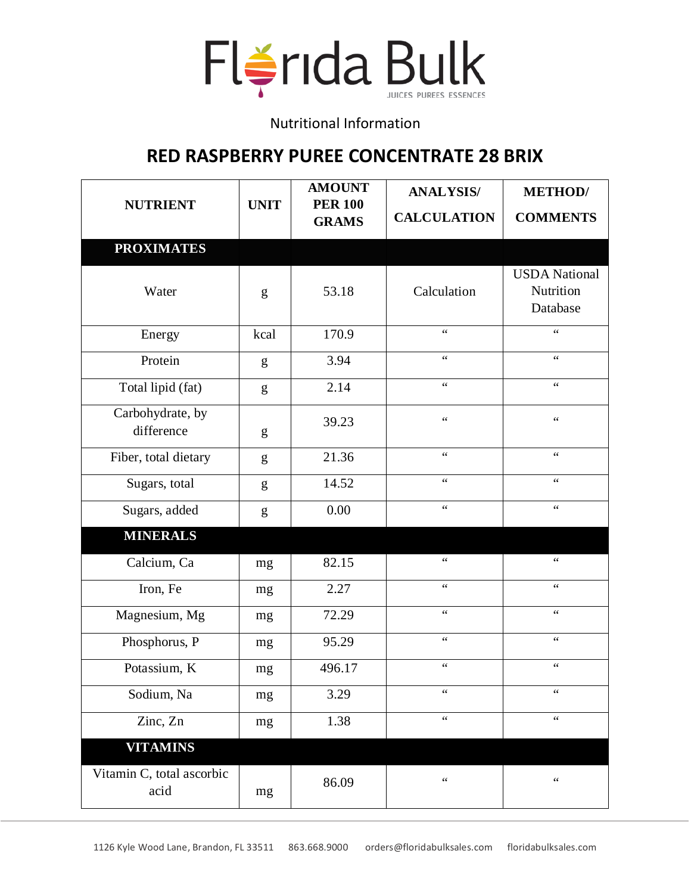# Florida Bulk

JUICES PUREES ESSENCES

Nutritional Information

## RED RASPBERRY PUREE CONCENTRATE 28 BRIX

| NUTRIENT | UNIT | AMOUNT PER 100 GRAMS | ANALYSIS/ CALCULATION | METHOD/ COMMENTS |
|---|---|---|---|---|
| **PROXIMATES** | | | | |
| Water | g | 53.18 | Calculation | USDA National Nutrition Database |
| Energy | kcal | 170.9 | " | " |
| Protein | g | 3.94 | " | " |
| Total lipid (fat) | g | 2.14 | " | " |
| Carbohydrate, by difference | g | 39.23 | " | " |
| Fiber, total dietary | g | 21.36 | " | " |
| Sugars, total | g | 14.52 | " | " |
| Sugars, added | g | 0.00 | " | " |
| **MINERALS** | | | | |
| Calcium, Ca | mg | 82.15 | " | " |
| Iron, Fe | mg | 2.27 | " | " |
| Magnesium, Mg | mg | 72.29 | " | " |
| Phosphorus, P | mg | 95.29 | " | " |
| Potassium, K | mg | 496.17 | " | " |
| Sodium, Na | mg | 3.29 | " | " |
| Zinc, Zn | mg | 1.38 | " | " |
| **VITAMINS** | | | | |
| Vitamin C, total ascorbic acid | mg | 86.09 | " | " |

1126 Kyle Wood Lane, Brandon, FL 33511 863.668.9000 orders@floridabulksales.com floridabulksales.com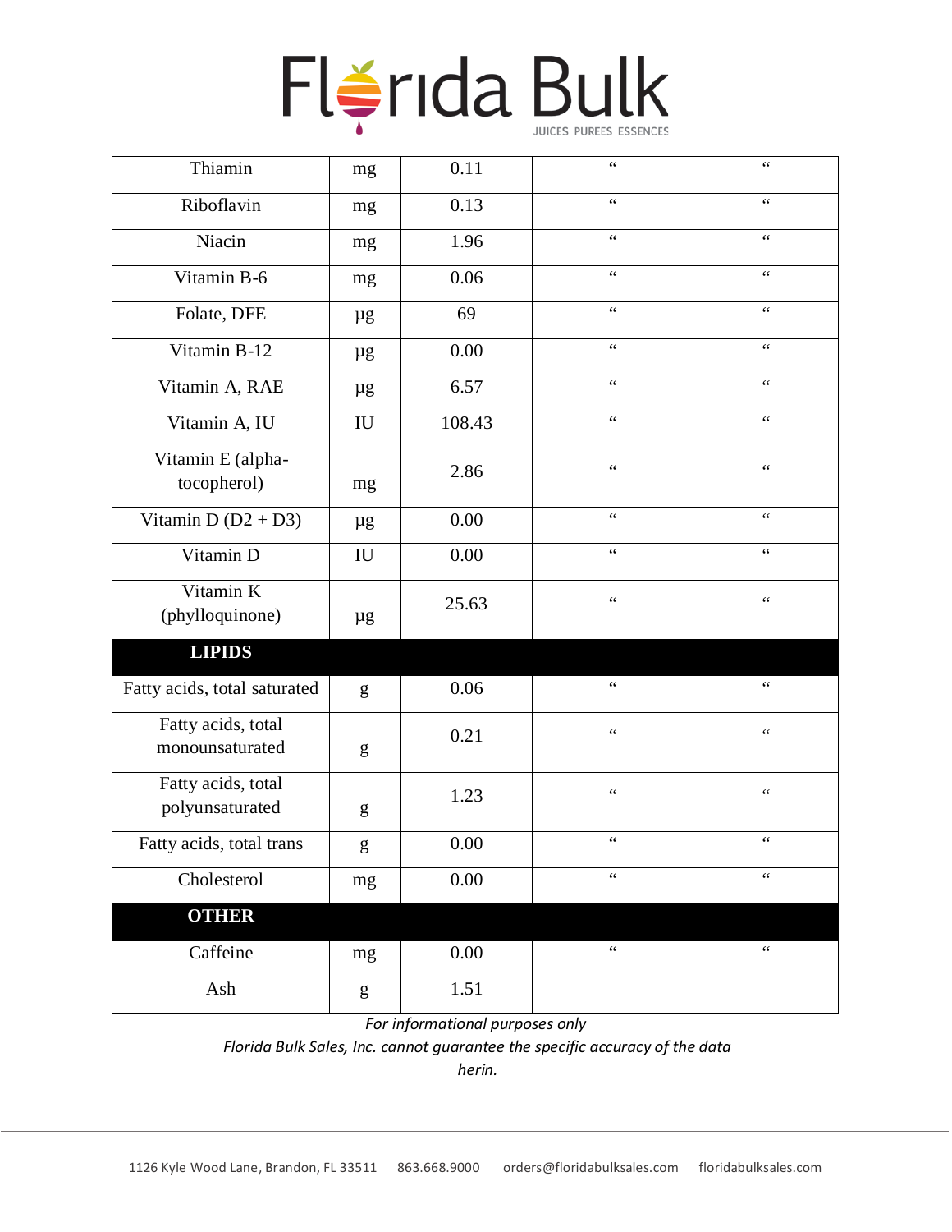| | | | | |
|---|---|---|---|---|
| Thiamin | mg | 0.11 | " | " |
| Riboflavin | mg | 0.13 | " | " |
| Niacin | mg | 1.96 | " | " |
| Vitamin B-6 | mg | 0.06 | " | " |
| Folate, DFE | µg | 69 | " | " |
| Vitamin B-12 | µg | 0.00 | " | " |
| Vitamin A, RAE | µg | 6.57 | " | " |
| Vitamin A, IU | IU | 108.43 | " | " |
| Vitamin E (alpha-tocopherol) | mg | 2.86 | " | " |
| Vitamin D (D2 + D3) | µg | 0.00 | " | " |
| Vitamin D | IU | 0.00 | " | " |
| Vitamin K (phylloquinone) | µg | 25.63 | " | " |
| **LIPIDS** | | | | |
| Fatty acids, total saturated | g | 0.06 | " | " |
| Fatty acids, total monounsaturated | g | 0.21 | " | " |
| Fatty acids, total polyunsaturated | g | 1.23 | " | " |
| Fatty acids, total trans | g | 0.00 | " | " |
| Cholesterol | mg | 0.00 | " | " |
| **OTHER** | | | | |
| Caffeine | mg | 0.00 | " | " |
| Ash | g | 1.51 | | |

*For informational purposes only*

*Florida Bulk Sales, Inc. cannot guarantee the specific accuracy of the data herin.*